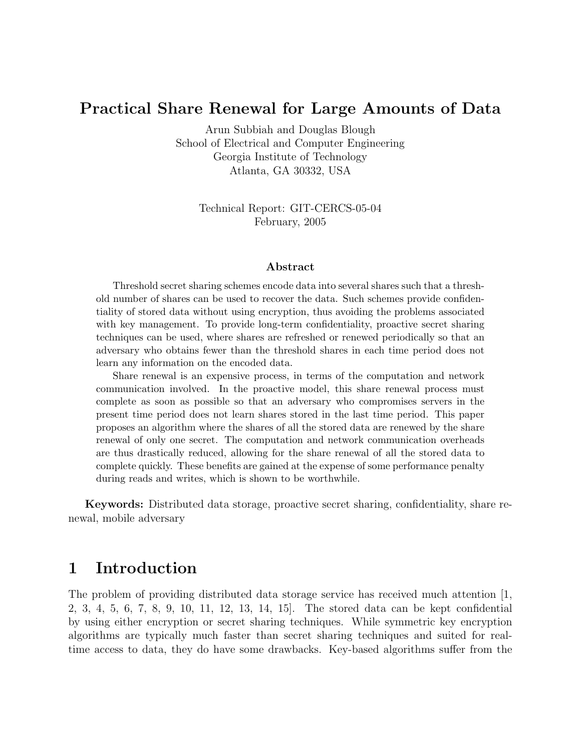# Practical Share Renewal for Large Amounts of Data

Arun Subbiah and Douglas Blough
School of Electrical and Computer Engineering
Georgia Institute of Technology
Atlanta, GA 30332, USA

Technical Report: GIT-CERCS-05-04
February, 2005

### Abstract

Threshold secret sharing schemes encode data into several shares such that a threshold number of shares can be used to recover the data. Such schemes provide confidentiality of stored data without using encryption, thus avoiding the problems associated with key management. To provide long-term confidentiality, proactive secret sharing techniques can be used, where shares are refreshed or renewed periodically so that an adversary who obtains fewer than the threshold shares in each time period does not learn any information on the encoded data.

Share renewal is an expensive process, in terms of the computation and network communication involved. In the proactive model, this share renewal process must complete as soon as possible so that an adversary who compromises servers in the present time period does not learn shares stored in the last time period. This paper proposes an algorithm where the shares of all the stored data are renewed by the share renewal of only one secret. The computation and network communication overheads are thus drastically reduced, allowing for the share renewal of all the stored data to complete quickly. These benefits are gained at the expense of some performance penalty during reads and writes, which is shown to be worthwhile.

**Keywords:** Distributed data storage, proactive secret sharing, confidentiality, share renewal, mobile adversary

## 1 Introduction

The problem of providing distributed data storage service has received much attention [1, 2, 3, 4, 5, 6, 7, 8, 9, 10, 11, 12, 13, 14, 15]. The stored data can be kept confidential by using either encryption or secret sharing techniques. While symmetric key encryption algorithms are typically much faster than secret sharing techniques and suited for real-time access to data, they do have some drawbacks. Key-based algorithms suffer from the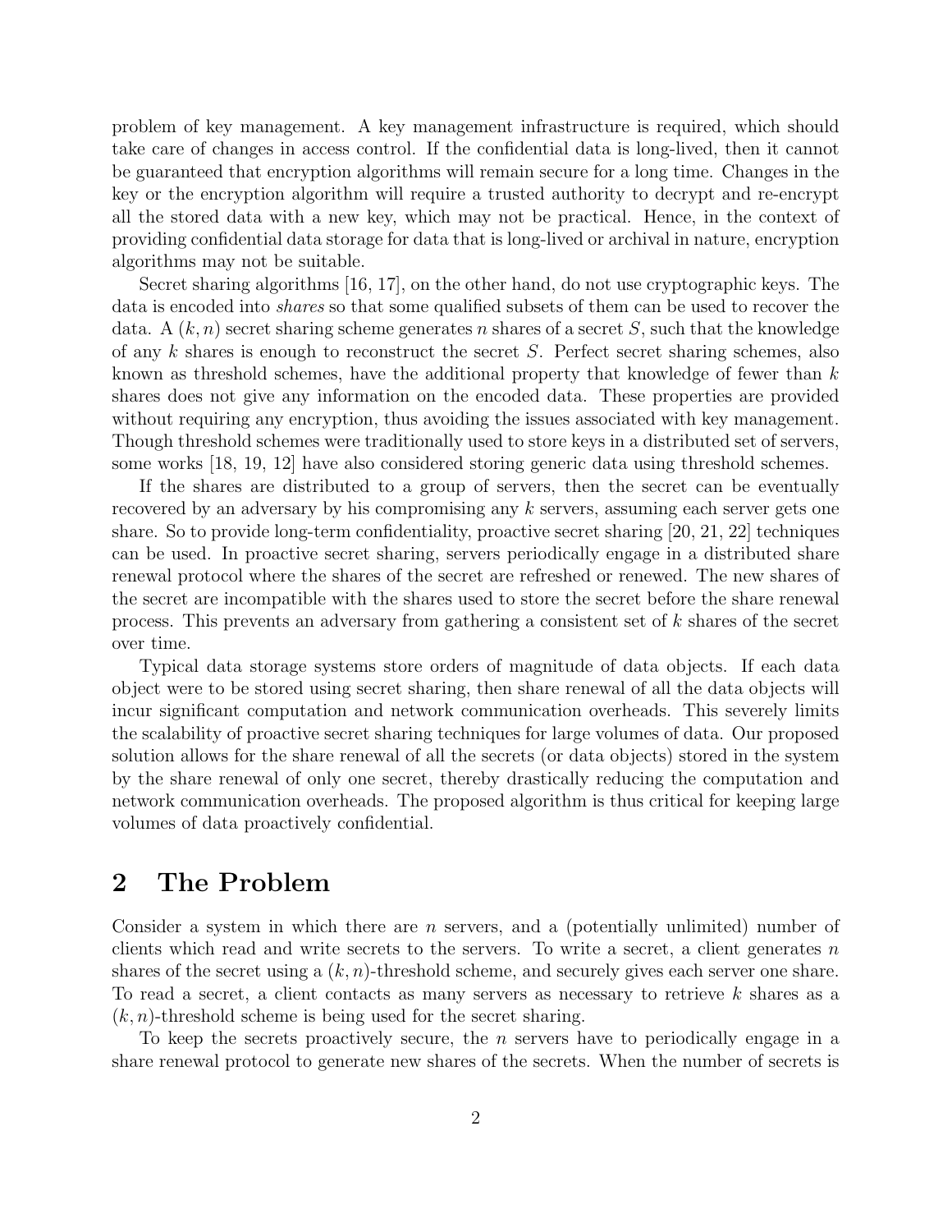problem of key management. A key management infrastructure is required, which should take care of changes in access control. If the confidential data is long-lived, then it cannot be guaranteed that encryption algorithms will remain secure for a long time. Changes in the key or the encryption algorithm will require a trusted authority to decrypt and re-encrypt all the stored data with a new key, which may not be practical. Hence, in the context of providing confidential data storage for data that is long-lived or archival in nature, encryption algorithms may not be suitable.

Secret sharing algorithms [16, 17], on the other hand, do not use cryptographic keys. The data is encoded into *shares* so that some qualified subsets of them can be used to recover the data. A $(k, n)$ secret sharing scheme generates $n$ shares of a secret $S$, such that the knowledge of any $k$ shares is enough to reconstruct the secret $S$. Perfect secret sharing schemes, also known as threshold schemes, have the additional property that knowledge of fewer than $k$ shares does not give any information on the encoded data. These properties are provided without requiring any encryption, thus avoiding the issues associated with key management. Though threshold schemes were traditionally used to store keys in a distributed set of servers, some works [18, 19, 12] have also considered storing generic data using threshold schemes.

If the shares are distributed to a group of servers, then the secret can be eventually recovered by an adversary by his compromising any $k$ servers, assuming each server gets one share. So to provide long-term confidentiality, proactive secret sharing [20, 21, 22] techniques can be used. In proactive secret sharing, servers periodically engage in a distributed share renewal protocol where the shares of the secret are refreshed or renewed. The new shares of the secret are incompatible with the shares used to store the secret before the share renewal process. This prevents an adversary from gathering a consistent set of $k$ shares of the secret over time.

Typical data storage systems store orders of magnitude of data objects. If each data object were to be stored using secret sharing, then share renewal of all the data objects will incur significant computation and network communication overheads. This severely limits the scalability of proactive secret sharing techniques for large volumes of data. Our proposed solution allows for the share renewal of all the secrets (or data objects) stored in the system by the share renewal of only one secret, thereby drastically reducing the computation and network communication overheads. The proposed algorithm is thus critical for keeping large volumes of data proactively confidential.

## 2 The Problem

Consider a system in which there are $n$ servers, and a (potentially unlimited) number of clients which read and write secrets to the servers. To write a secret, a client generates $n$ shares of the secret using a $(k, n)$-threshold scheme, and securely gives each server one share. To read a secret, a client contacts as many servers as necessary to retrieve $k$ shares as a $(k, n)$-threshold scheme is being used for the secret sharing.

To keep the secrets proactively secure, the $n$ servers have to periodically engage in a share renewal protocol to generate new shares of the secrets. When the number of secrets is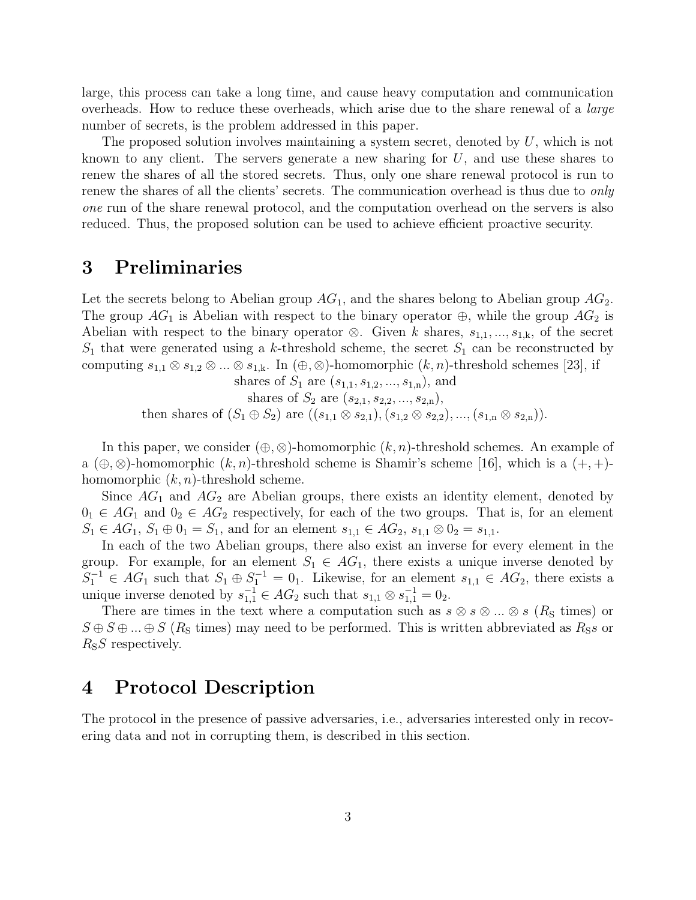large, this process can take a long time, and cause heavy computation and communication overheads. How to reduce these overheads, which arise due to the share renewal of a *large* number of secrets, is the problem addressed in this paper.

The proposed solution involves maintaining a system secret, denoted by $U$, which is not known to any client. The servers generate a new sharing for $U$, and use these shares to renew the shares of all the stored secrets. Thus, only one share renewal protocol is run to renew the shares of all the clients' secrets. The communication overhead is thus due to *only one* run of the share renewal protocol, and the computation overhead on the servers is also reduced. Thus, the proposed solution can be used to achieve efficient proactive security.

# 3 Preliminaries

Let the secrets belong to Abelian group $AG_1$, and the shares belong to Abelian group $AG_2$. The group $AG_1$ is Abelian with respect to the binary operator $\oplus$, while the group $AG_2$ is Abelian with respect to the binary operator $\otimes$. Given $k$ shares, $s_{1,1}, ..., s_{1,\mathrm{k}}$, of the secret $S_1$ that were generated using a $k$-threshold scheme, the secret $S_1$ can be reconstructed by computing $s_{1,1} \otimes s_{1,2} \otimes ... \otimes s_{1,\mathrm{k}}$. In $(\oplus, \otimes)$-homomorphic $(k, n)$-threshold schemes [23], if

$$\text{shares of } S_1 \text{ are } (s_{1,1}, s_{1,2}, ..., s_{1,\mathrm{n}}), \text{ and}$$
$$\text{shares of } S_2 \text{ are } (s_{2,1}, s_{2,2}, ..., s_{2,\mathrm{n}}),$$
$$\text{then shares of } (S_1 \oplus S_2) \text{ are } ((s_{1,1} \otimes s_{2,1}), (s_{1,2} \otimes s_{2,2}), ..., (s_{1,\mathrm{n}} \otimes s_{2,\mathrm{n}})).$$

In this paper, we consider $(\oplus, \otimes)$-homomorphic $(k, n)$-threshold schemes. An example of a $(\oplus, \otimes)$-homomorphic $(k, n)$-threshold scheme is Shamir's scheme [16], which is a $(+, +)$-homomorphic $(k, n)$-threshold scheme.

Since $AG_1$ and $AG_2$ are Abelian groups, there exists an identity element, denoted by $0_1 \in AG_1$ and $0_2 \in AG_2$ respectively, for each of the two groups. That is, for an element $S_1 \in AG_1$, $S_1 \oplus 0_1 = S_1$, and for an element $s_{1,1} \in AG_2$, $s_{1,1} \otimes 0_2 = s_{1,1}$.

In each of the two Abelian groups, there also exist an inverse for every element in the group. For example, for an element $S_1 \in AG_1$, there exists a unique inverse denoted by $S_1^{-1} \in AG_1$ such that $S_1 \oplus S_1^{-1} = 0_1$. Likewise, for an element $s_{1,1} \in AG_2$, there exists a unique inverse denoted by $s_{1,1}^{-1} \in AG_2$ such that $s_{1,1} \otimes s_{1,1}^{-1} = 0_2$.

There are times in the text where a computation such as $s \otimes s \otimes ... \otimes s$ ($R_{\mathrm{S}}$ times) or $S \oplus S \oplus ... \oplus S$ ($R_{\mathrm{S}}$ times) may need to be performed. This is written abbreviated as $R_{\mathrm{S}}s$ or $R_{\mathrm{S}}S$ respectively.

# 4 Protocol Description

The protocol in the presence of passive adversaries, i.e., adversaries interested only in recovering data and not in corrupting them, is described in this section.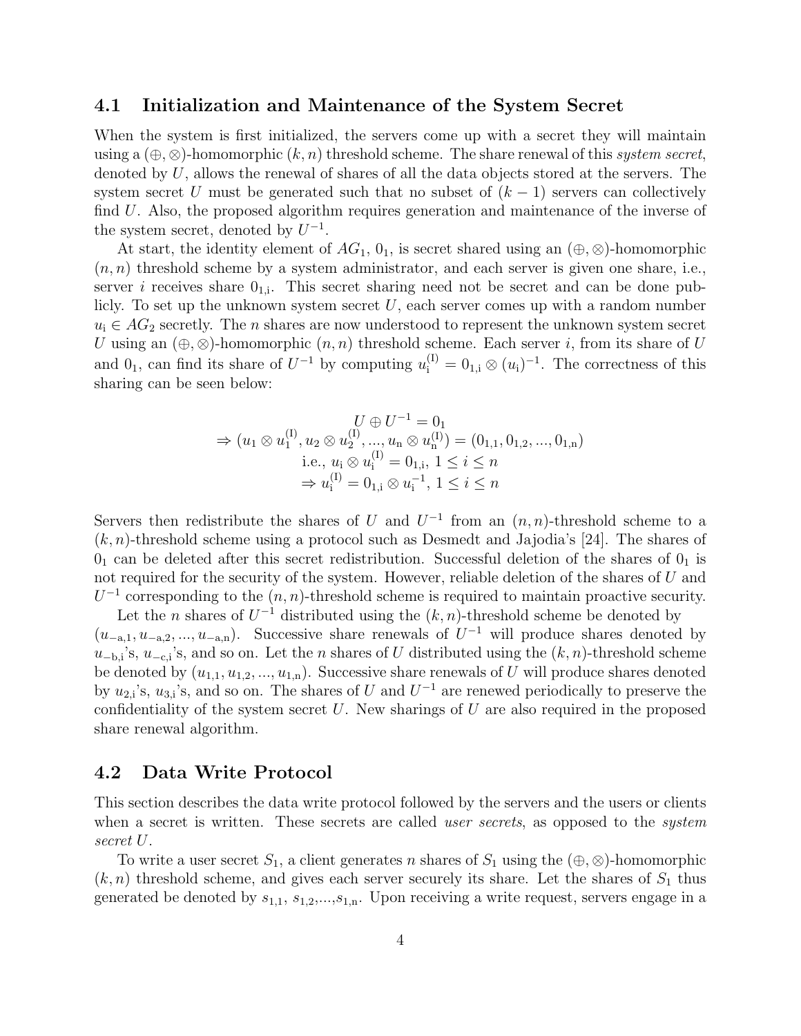### 4.1 Initialization and Maintenance of the System Secret

When the system is first initialized, the servers come up with a secret they will maintain using a $(\oplus, \otimes)$-homomorphic $(k, n)$ threshold scheme. The share renewal of this *system secret*, denoted by $U$, allows the renewal of shares of all the data objects stored at the servers. The system secret $U$ must be generated such that no subset of $(k-1)$ servers can collectively find $U$. Also, the proposed algorithm requires generation and maintenance of the inverse of the system secret, denoted by $U^{-1}$.

At start, the identity element of $AG_1$, $0_1$, is secret shared using an $(\oplus, \otimes)$-homomorphic $(n, n)$ threshold scheme by a system administrator, and each server is given one share, i.e., server $i$ receives share $0_{1,\mathrm{i}}$. This secret sharing need not be secret and can be done publicly. To set up the unknown system secret $U$, each server comes up with a random number $u_{\mathrm{i}} \in AG_2$ secretly. The $n$ shares are now understood to represent the unknown system secret $U$ using an $(\oplus, \otimes)$-homomorphic $(n, n)$ threshold scheme. Each server $i$, from its share of $U$ and $0_1$, can find its share of $U^{-1}$ by computing $u_{\mathrm{i}}^{(\mathrm{I})} = 0_{1,\mathrm{i}} \otimes (u_{\mathrm{i}})^{-1}$. The correctness of this sharing can be seen below:

$$
\begin{gathered}
U \oplus U^{-1} = 0_1 \\
\Rightarrow (u_1 \otimes u_1^{(\mathrm{I})}, u_2 \otimes u_2^{(\mathrm{I})}, ..., u_{\mathrm{n}} \otimes u_{\mathrm{n}}^{(\mathrm{I})}) = (0_{1,1}, 0_{1,2}, ..., 0_{1,\mathrm{n}}) \\
\text{i.e., } u_{\mathrm{i}} \otimes u_{\mathrm{i}}^{(\mathrm{I})} = 0_{1,\mathrm{i}},\ 1 \leq i \leq n \\
\Rightarrow u_{\mathrm{i}}^{(\mathrm{I})} = 0_{1,\mathrm{i}} \otimes u_{\mathrm{i}}^{-1},\ 1 \leq i \leq n
\end{gathered}
$$

Servers then redistribute the shares of $U$ and $U^{-1}$ from an $(n, n)$-threshold scheme to a $(k, n)$-threshold scheme using a protocol such as Desmedt and Jajodia's [24]. The shares of $0_1$ can be deleted after this secret redistribution. Successful deletion of the shares of $0_1$ is not required for the security of the system. However, reliable deletion of the shares of $U$ and $U^{-1}$ corresponding to the $(n, n)$-threshold scheme is required to maintain proactive security.

Let the $n$ shares of $U^{-1}$ distributed using the $(k, n)$-threshold scheme be denoted by $(u_{-\mathrm{a},1}, u_{-\mathrm{a},2}, ..., u_{-\mathrm{a},\mathrm{n}})$. Successive share renewals of $U^{-1}$ will produce shares denoted by $u_{-\mathrm{b},\mathrm{i}}$'s, $u_{-\mathrm{c},\mathrm{i}}$'s, and so on. Let the $n$ shares of $U$ distributed using the $(k, n)$-threshold scheme be denoted by $(u_{1,1}, u_{1,2}, ..., u_{1,\mathrm{n}})$. Successive share renewals of $U$ will produce shares denoted by $u_{2,\mathrm{i}}$'s, $u_{3,\mathrm{i}}$'s, and so on. The shares of $U$ and $U^{-1}$ are renewed periodically to preserve the confidentiality of the system secret $U$. New sharings of $U$ are also required in the proposed share renewal algorithm.

### 4.2 Data Write Protocol

This section describes the data write protocol followed by the servers and the users or clients when a secret is written. These secrets are called *user secrets*, as opposed to the *system secret* $U$.

To write a user secret $S_1$, a client generates $n$ shares of $S_1$ using the $(\oplus, \otimes)$-homomorphic $(k, n)$ threshold scheme, and gives each server securely its share. Let the shares of $S_1$ thus generated be denoted by $s_{1,1}$, $s_{1,2}$,...,$s_{1,\mathrm{n}}$. Upon receiving a write request, servers engage in a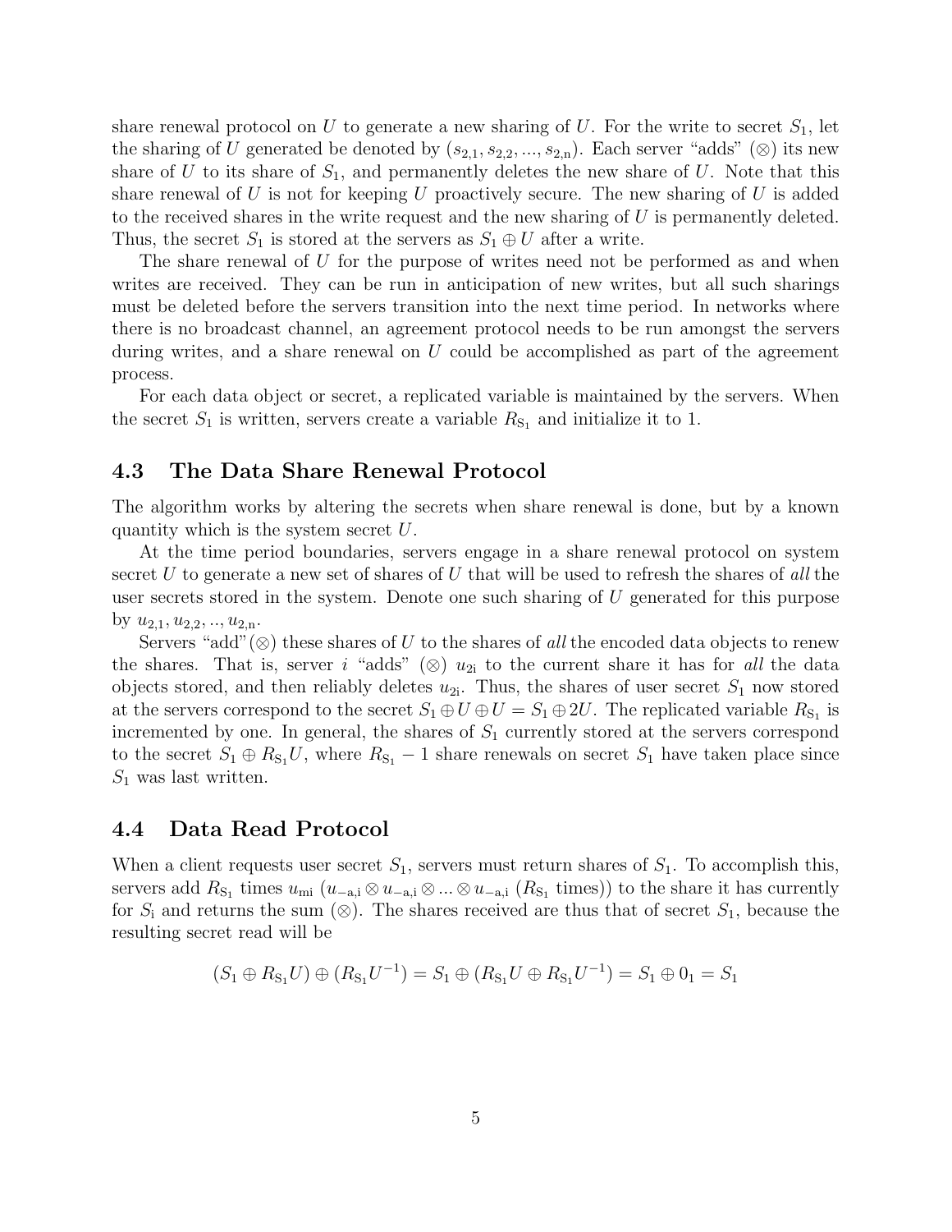share renewal protocol on $U$ to generate a new sharing of $U$. For the write to secret $S_1$, let the sharing of $U$ generated be denoted by $(s_{2,1}, s_{2,2}, ..., s_{2,\mathrm{n}})$. Each server "adds" ($\otimes$) its new share of $U$ to its share of $S_1$, and permanently deletes the new share of $U$. Note that this share renewal of $U$ is not for keeping $U$ proactively secure. The new sharing of $U$ is added to the received shares in the write request and the new sharing of $U$ is permanently deleted. Thus, the secret $S_1$ is stored at the servers as $S_1 \oplus U$ after a write.

The share renewal of $U$ for the purpose of writes need not be performed as and when writes are received. They can be run in anticipation of new writes, but all such sharings must be deleted before the servers transition into the next time period. In networks where there is no broadcast channel, an agreement protocol needs to be run amongst the servers during writes, and a share renewal on $U$ could be accomplished as part of the agreement process.

For each data object or secret, a replicated variable is maintained by the servers. When the secret $S_1$ is written, servers create a variable $R_{\mathrm{S}_1}$ and initialize it to 1.

## 4.3 The Data Share Renewal Protocol

The algorithm works by altering the secrets when share renewal is done, but by a known quantity which is the system secret $U$.

At the time period boundaries, servers engage in a share renewal protocol on system secret $U$ to generate a new set of shares of $U$ that will be used to refresh the shares of *all* the user secrets stored in the system. Denote one such sharing of $U$ generated for this purpose by $u_{2,1}, u_{2,2}, .., u_{2,\mathrm{n}}$.

Servers "add"($\otimes$) these shares of $U$ to the shares of *all* the encoded data objects to renew the shares. That is, server $i$ "adds" ($\otimes$) $u_{2\mathrm{i}}$ to the current share it has for *all* the data objects stored, and then reliably deletes $u_{2\mathrm{i}}$. Thus, the shares of user secret $S_1$ now stored at the servers correspond to the secret $S_1 \oplus U \oplus U = S_1 \oplus 2U$. The replicated variable $R_{\mathrm{S}_1}$ is incremented by one. In general, the shares of $S_1$ currently stored at the servers correspond to the secret $S_1 \oplus R_{\mathrm{S}_1}U$, where $R_{\mathrm{S}_1} - 1$ share renewals on secret $S_1$ have taken place since $S_1$ was last written.

## 4.4 Data Read Protocol

When a client requests user secret $S_1$, servers must return shares of $S_1$. To accomplish this, servers add $R_{\mathrm{S}_1}$ times $u_{\mathrm{mi}}$ ($u_{-\mathrm{a,i}} \otimes u_{-\mathrm{a,i}} \otimes ... \otimes u_{-\mathrm{a,i}}$ ($R_{\mathrm{S}_1}$ times)) to the share it has currently for $S_{\mathrm{i}}$ and returns the sum ($\otimes$). The shares received are thus that of secret $S_1$, because the resulting secret read will be

$$(S_1 \oplus R_{\mathrm{S}_1}U) \oplus (R_{\mathrm{S}_1}U^{-1}) = S_1 \oplus (R_{\mathrm{S}_1}U \oplus R_{\mathrm{S}_1}U^{-1}) = S_1 \oplus 0_1 = S_1$$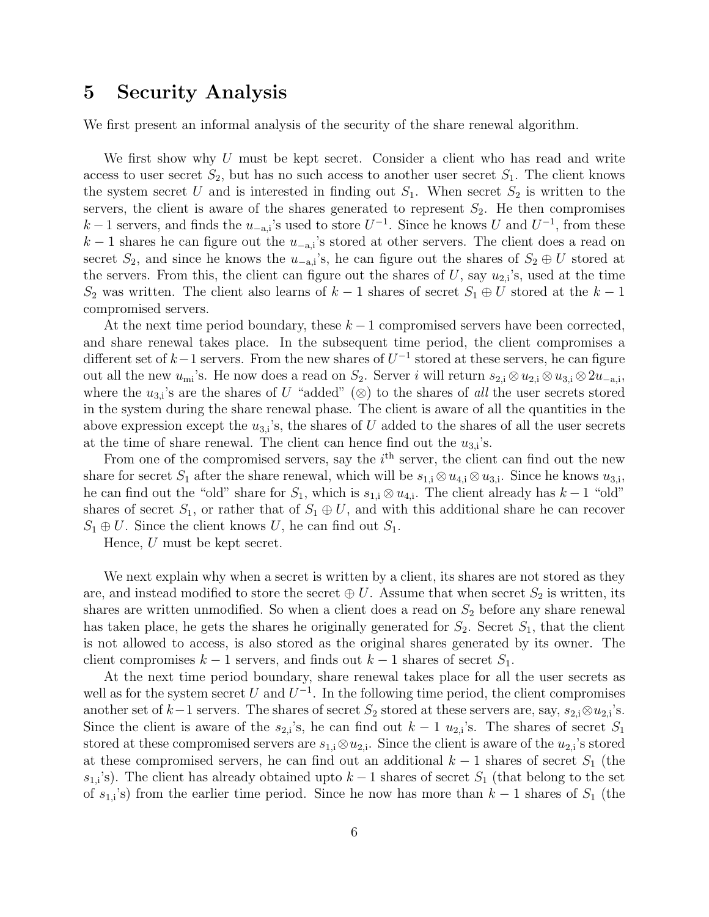# 5 Security Analysis

We first present an informal analysis of the security of the share renewal algorithm.

We first show why $U$ must be kept secret. Consider a client who has read and write access to user secret $S_2$, but has no such access to another user secret $S_1$. The client knows the system secret $U$ and is interested in finding out $S_1$. When secret $S_2$ is written to the servers, the client is aware of the shares generated to represent $S_2$. He then compromises $k-1$ servers, and finds the $u_{-\mathrm{a,i}}$'s used to store $U^{-1}$. Since he knows $U$ and $U^{-1}$, from these $k-1$ shares he can figure out the $u_{-\mathrm{a,i}}$'s stored at other servers. The client does a read on secret $S_2$, and since he knows the $u_{-\mathrm{a,i}}$'s, he can figure out the shares of $S_2 \oplus U$ stored at the servers. From this, the client can figure out the shares of $U$, say $u_{2,\mathrm{i}}$'s, used at the time $S_2$ was written. The client also learns of $k-1$ shares of secret $S_1 \oplus U$ stored at the $k-1$ compromised servers.

At the next time period boundary, these $k-1$ compromised servers have been corrected, and share renewal takes place. In the subsequent time period, the client compromises a different set of $k-1$ servers. From the new shares of $U^{-1}$ stored at these servers, he can figure out all the new $u_{\mathrm{mi}}$'s. He now does a read on $S_2$. Server $i$ will return $s_{2,\mathrm{i}} \otimes u_{2,\mathrm{i}} \otimes u_{3,\mathrm{i}} \otimes 2u_{-\mathrm{a,i}}$, where the $u_{3,\mathrm{i}}$'s are the shares of $U$ "added" ($\otimes$) to the shares of *all* the user secrets stored in the system during the share renewal phase. The client is aware of all the quantities in the above expression except the $u_{3,\mathrm{i}}$'s, the shares of $U$ added to the shares of all the user secrets at the time of share renewal. The client can hence find out the $u_{3,\mathrm{i}}$'s.

From one of the compromised servers, say the $i^{\mathrm{th}}$ server, the client can find out the new share for secret $S_1$ after the share renewal, which will be $s_{1,\mathrm{i}} \otimes u_{4,\mathrm{i}} \otimes u_{3,\mathrm{i}}$. Since he knows $u_{3,\mathrm{i}}$, he can find out the "old" share for $S_1$, which is $s_{1,\mathrm{i}} \otimes u_{4,\mathrm{i}}$. The client already has $k-1$ "old" shares of secret $S_1$, or rather that of $S_1 \oplus U$, and with this additional share he can recover $S_1 \oplus U$. Since the client knows $U$, he can find out $S_1$.

Hence, $U$ must be kept secret.

We next explain why when a secret is written by a client, its shares are not stored as they are, and instead modified to store the secret $\oplus$ $U$. Assume that when secret $S_2$ is written, its shares are written unmodified. So when a client does a read on $S_2$ before any share renewal has taken place, he gets the shares he originally generated for $S_2$. Secret $S_1$, that the client is not allowed to access, is also stored as the original shares generated by its owner. The client compromises $k-1$ servers, and finds out $k-1$ shares of secret $S_1$.

At the next time period boundary, share renewal takes place for all the user secrets as well as for the system secret $U$ and $U^{-1}$. In the following time period, the client compromises another set of $k-1$ servers. The shares of secret $S_2$ stored at these servers are, say, $s_{2,\mathrm{i}} \otimes u_{2,\mathrm{i}}$'s. Since the client is aware of the $s_{2,\mathrm{i}}$'s, he can find out $k-1$ $u_{2,\mathrm{i}}$'s. The shares of secret $S_1$ stored at these compromised servers are $s_{1,\mathrm{i}} \otimes u_{2,\mathrm{i}}$. Since the client is aware of the $u_{2,\mathrm{i}}$'s stored at these compromised servers, he can find out an additional $k-1$ shares of secret $S_1$ (the $s_{1,\mathrm{i}}$'s). The client has already obtained upto $k-1$ shares of secret $S_1$ (that belong to the set of $s_{1,\mathrm{i}}$'s) from the earlier time period. Since he now has more than $k-1$ shares of $S_1$ (the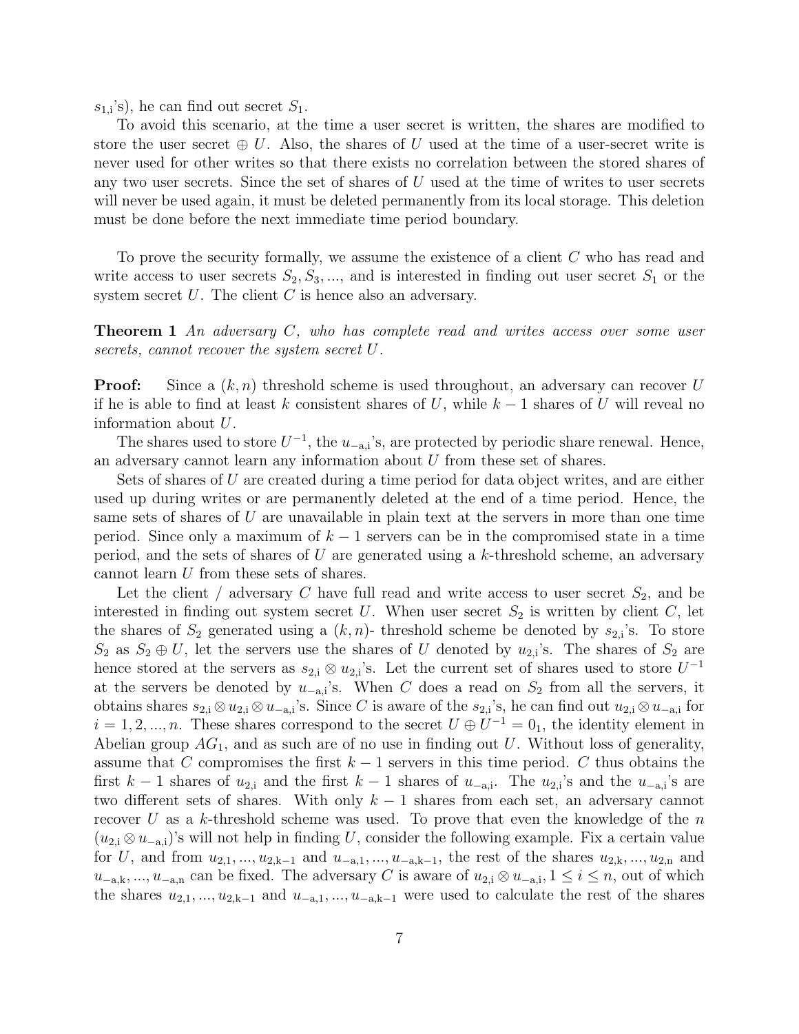$s_{1,\mathrm{i}}$'s), he can find out secret $S_1$.

To avoid this scenario, at the time a user secret is written, the shares are modified to store the user secret $\oplus$ $U$. Also, the shares of $U$ used at the time of a user-secret write is never used for other writes so that there exists no correlation between the stored shares of any two user secrets. Since the set of shares of $U$ used at the time of writes to user secrets will never be used again, it must be deleted permanently from its local storage. This deletion must be done before the next immediate time period boundary.

To prove the security formally, we assume the existence of a client $C$ who has read and write access to user secrets $S_2, S_3, ...,$ and is interested in finding out user secret $S_1$ or the system secret $U$. The client $C$ is hence also an adversary.

**Theorem 1** *An adversary $C$, who has complete read and writes access over some user secrets, cannot recover the system secret $U$.*

**Proof:** Since a $(k, n)$ threshold scheme is used throughout, an adversary can recover $U$ if he is able to find at least $k$ consistent shares of $U$, while $k-1$ shares of $U$ will reveal no information about $U$.

The shares used to store $U^{-1}$, the $u_{-\mathrm{a,i}}$'s, are protected by periodic share renewal. Hence, an adversary cannot learn any information about $U$ from these set of shares.

Sets of shares of $U$ are created during a time period for data object writes, and are either used up during writes or are permanently deleted at the end of a time period. Hence, the same sets of shares of $U$ are unavailable in plain text at the servers in more than one time period. Since only a maximum of $k-1$ servers can be in the compromised state in a time period, and the sets of shares of $U$ are generated using a $k$-threshold scheme, an adversary cannot learn $U$ from these sets of shares.

Let the client / adversary $C$ have full read and write access to user secret $S_2$, and be interested in finding out system secret $U$. When user secret $S_2$ is written by client $C$, let the shares of $S_2$ generated using a $(k, n)$- threshold scheme be denoted by $s_{2,\mathrm{i}}$'s. To store $S_2$ as $S_2 \oplus U$, let the servers use the shares of $U$ denoted by $u_{2,\mathrm{i}}$'s. The shares of $S_2$ are hence stored at the servers as $s_{2,\mathrm{i}} \otimes u_{2,\mathrm{i}}$'s. Let the current set of shares used to store $U^{-1}$ at the servers be denoted by $u_{-\mathrm{a,i}}$'s. When $C$ does a read on $S_2$ from all the servers, it obtains shares $s_{2,\mathrm{i}} \otimes u_{2,\mathrm{i}} \otimes u_{-\mathrm{a,i}}$'s. Since $C$ is aware of the $s_{2,\mathrm{i}}$'s, he can find out $u_{2,\mathrm{i}} \otimes u_{-\mathrm{a,i}}$ for $i = 1, 2, ..., n$. These shares correspond to the secret $U \oplus U^{-1} = 0_1$, the identity element in Abelian group $AG_1$, and as such are of no use in finding out $U$. Without loss of generality, assume that $C$ compromises the first $k-1$ servers in this time period. $C$ thus obtains the first $k-1$ shares of $u_{2,\mathrm{i}}$ and the first $k-1$ shares of $u_{-\mathrm{a,i}}$. The $u_{2,\mathrm{i}}$'s and the $u_{-\mathrm{a,i}}$'s are two different sets of shares. With only $k-1$ shares from each set, an adversary cannot recover $U$ as a $k$-threshold scheme was used. To prove that even the knowledge of the $n$ $(u_{2,\mathrm{i}} \otimes u_{-\mathrm{a,i}})$'s will not help in finding $U$, consider the following example. Fix a certain value for $U$, and from $u_{2,1}, ..., u_{2,\mathrm{k}-1}$ and $u_{-\mathrm{a},1}, ..., u_{-\mathrm{a,k}-1}$, the rest of the shares $u_{2,\mathrm{k}}, ..., u_{2,\mathrm{n}}$ and $u_{-\mathrm{a,k}}, ..., u_{-\mathrm{a,n}}$ can be fixed. The adversary $C$ is aware of $u_{2,\mathrm{i}} \otimes u_{-\mathrm{a,i}}, 1 \leq i \leq n$, out of which the shares $u_{2,1}, ..., u_{2,\mathrm{k}-1}$ and $u_{-\mathrm{a},1}, ..., u_{-\mathrm{a,k}-1}$ were used to calculate the rest of the shares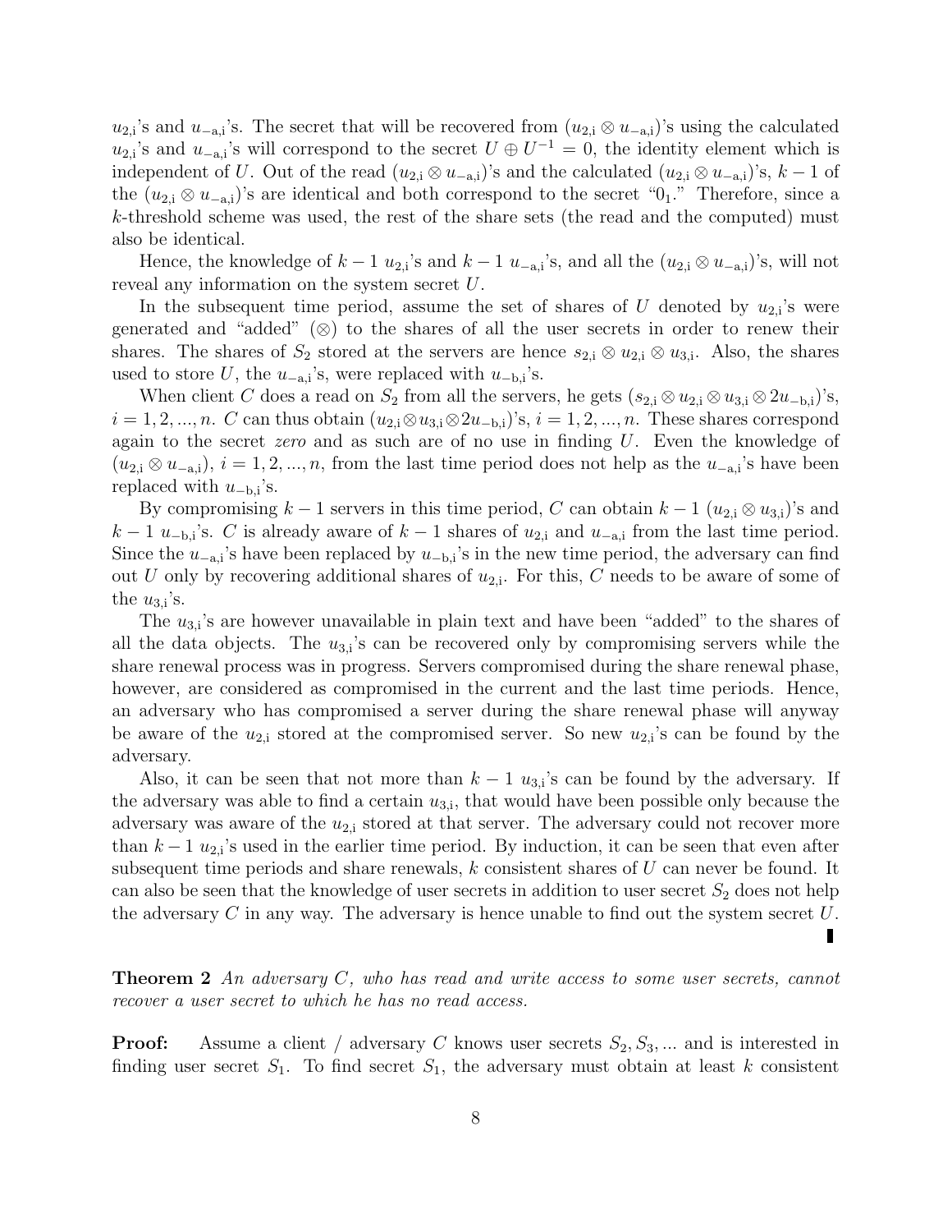$u_{2,i}$'s and $u_{-a,i}$'s. The secret that will be recovered from $(u_{2,i} \otimes u_{-a,i})$'s using the calculated $u_{2,i}$'s and $u_{-a,i}$'s will correspond to the secret $U \oplus U^{-1} = 0$, the identity element which is independent of $U$. Out of the read $(u_{2,i} \otimes u_{-a,i})$'s and the calculated $(u_{2,i} \otimes u_{-a,i})$'s, $k-1$ of the $(u_{2,i} \otimes u_{-a,i})$'s are identical and both correspond to the secret "$0_1$." Therefore, since a $k$-threshold scheme was used, the rest of the share sets (the read and the computed) must also be identical.

Hence, the knowledge of $k-1$ $u_{2,i}$'s and $k-1$ $u_{-a,i}$'s, and all the $(u_{2,i} \otimes u_{-a,i})$'s, will not reveal any information on the system secret $U$.

In the subsequent time period, assume the set of shares of $U$ denoted by $u_{2,i}$'s were generated and "added" ($\otimes$) to the shares of all the user secrets in order to renew their shares. The shares of $S_2$ stored at the servers are hence $s_{2,i} \otimes u_{2,i} \otimes u_{3,i}$. Also, the shares used to store $U$, the $u_{-a,i}$'s, were replaced with $u_{-b,i}$'s.

When client $C$ does a read on $S_2$ from all the servers, he gets $(s_{2,i} \otimes u_{2,i} \otimes u_{3,i} \otimes 2u_{-b,i})$'s, $i = 1, 2, ..., n$. $C$ can thus obtain $(u_{2,i} \otimes u_{3,i} \otimes 2u_{-b,i})$'s, $i = 1, 2, ..., n$. These shares correspond again to the secret *zero* and as such are of no use in finding $U$. Even the knowledge of $(u_{2,i} \otimes u_{-a,i})$, $i = 1, 2, ..., n$, from the last time period does not help as the $u_{-a,i}$'s have been replaced with $u_{-b,i}$'s.

By compromising $k-1$ servers in this time period, $C$ can obtain $k-1$ $(u_{2,i} \otimes u_{3,i})$'s and $k-1$ $u_{-b,i}$'s. $C$ is already aware of $k-1$ shares of $u_{2,i}$ and $u_{-a,i}$ from the last time period. Since the $u_{-a,i}$'s have been replaced by $u_{-b,i}$'s in the new time period, the adversary can find out $U$ only by recovering additional shares of $u_{2,i}$. For this, $C$ needs to be aware of some of the $u_{3,i}$'s.

The $u_{3,i}$'s are however unavailable in plain text and have been "added" to the shares of all the data objects. The $u_{3,i}$'s can be recovered only by compromising servers while the share renewal process was in progress. Servers compromised during the share renewal phase, however, are considered as compromised in the current and the last time periods. Hence, an adversary who has compromised a server during the share renewal phase will anyway be aware of the $u_{2,i}$ stored at the compromised server. So new $u_{2,i}$'s can be found by the adversary.

Also, it can be seen that not more than $k-1$ $u_{3,i}$'s can be found by the adversary. If the adversary was able to find a certain $u_{3,i}$, that would have been possible only because the adversary was aware of the $u_{2,i}$ stored at that server. The adversary could not recover more than $k-1$ $u_{2,i}$'s used in the earlier time period. By induction, it can be seen that even after subsequent time periods and share renewals, $k$ consistent shares of $U$ can never be found. It can also be seen that the knowledge of user secrets in addition to user secret $S_2$ does not help the adversary $C$ in any way. The adversary is hence unable to find out the system secret $U$. ∎

**Theorem 2** *An adversary $C$, who has read and write access to some user secrets, cannot recover a user secret to which he has no read access.*

**Proof:** Assume a client / adversary $C$ knows user secrets $S_2, S_3, ...$ and is interested in finding user secret $S_1$. To find secret $S_1$, the adversary must obtain at least $k$ consistent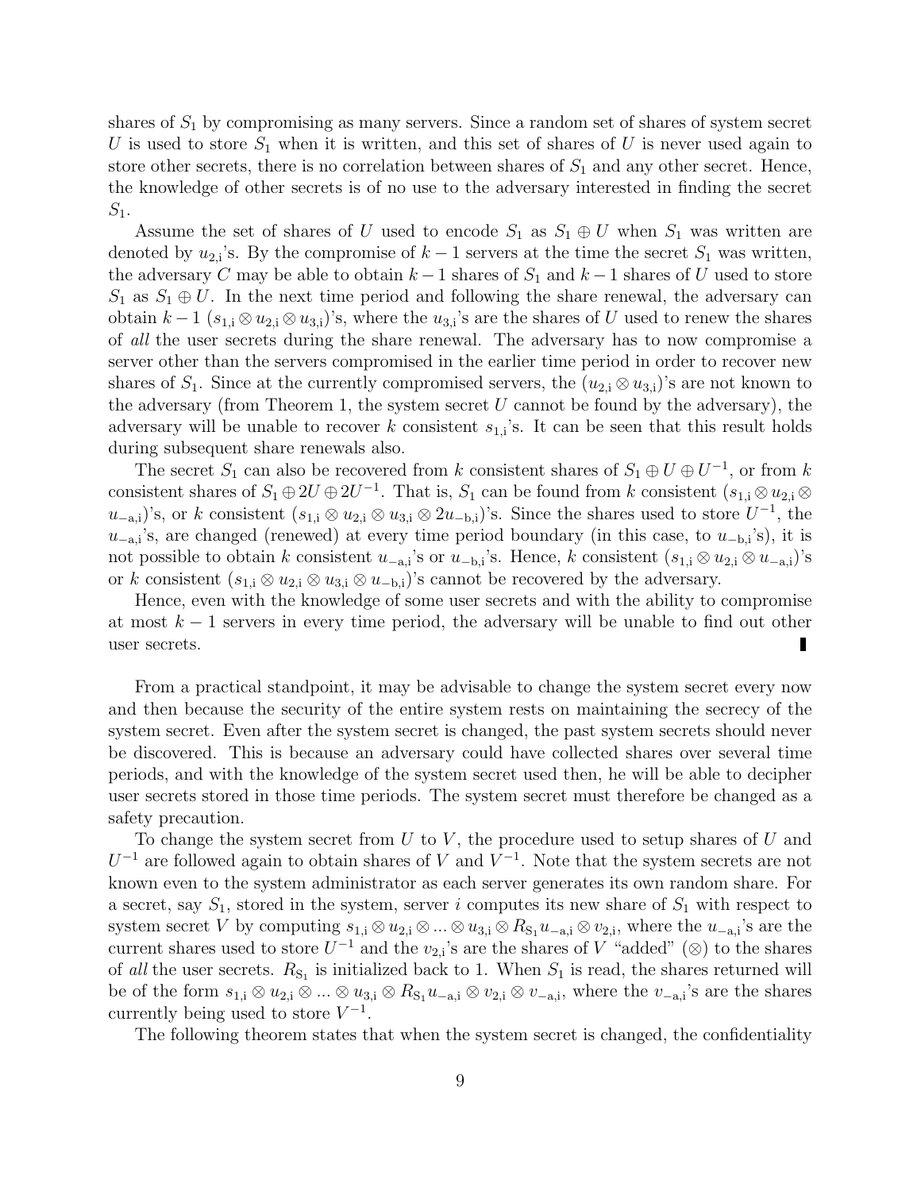shares of $S_1$ by compromising as many servers. Since a random set of shares of system secret $U$ is used to store $S_1$ when it is written, and this set of shares of $U$ is never used again to store other secrets, there is no correlation between shares of $S_1$ and any other secret. Hence, the knowledge of other secrets is of no use to the adversary interested in finding the secret $S_1$.

Assume the set of shares of $U$ used to encode $S_1$ as $S_1 \oplus U$ when $S_1$ was written are denoted by $u_{2,\mathrm{i}}$'s. By the compromise of $k-1$ servers at the time the secret $S_1$ was written, the adversary $C$ may be able to obtain $k-1$ shares of $S_1$ and $k-1$ shares of $U$ used to store $S_1$ as $S_1 \oplus U$. In the next time period and following the share renewal, the adversary can obtain $k-1$ $(s_{1,\mathrm{i}} \otimes u_{2,\mathrm{i}} \otimes u_{3,\mathrm{i}})$'s, where the $u_{3,\mathrm{i}}$'s are the shares of $U$ used to renew the shares of *all* the user secrets during the share renewal. The adversary has to now compromise a server other than the servers compromised in the earlier time period in order to recover new shares of $S_1$. Since at the currently compromised servers, the $(u_{2,\mathrm{i}} \otimes u_{3,\mathrm{i}})$'s are not known to the adversary (from Theorem 1, the system secret $U$ cannot be found by the adversary), the adversary will be unable to recover $k$ consistent $s_{1,\mathrm{i}}$'s. It can be seen that this result holds during subsequent share renewals also.

The secret $S_1$ can also be recovered from $k$ consistent shares of $S_1 \oplus U \oplus U^{-1}$, or from $k$ consistent shares of $S_1 \oplus 2U \oplus 2U^{-1}$. That is, $S_1$ can be found from $k$ consistent $(s_{1,\mathrm{i}} \otimes u_{2,\mathrm{i}} \otimes u_{-\mathrm{a},\mathrm{i}})$'s, or $k$ consistent $(s_{1,\mathrm{i}} \otimes u_{2,\mathrm{i}} \otimes u_{3,\mathrm{i}} \otimes 2u_{-\mathrm{b},\mathrm{i}})$'s. Since the shares used to store $U^{-1}$, the $u_{-\mathrm{a},\mathrm{i}}$'s, are changed (renewed) at every time period boundary (in this case, to $u_{-\mathrm{b},\mathrm{i}}$'s), it is not possible to obtain $k$ consistent $u_{-\mathrm{a},\mathrm{i}}$'s or $u_{-\mathrm{b},\mathrm{i}}$'s. Hence, $k$ consistent $(s_{1,\mathrm{i}} \otimes u_{2,\mathrm{i}} \otimes u_{-\mathrm{a},\mathrm{i}})$'s or $k$ consistent $(s_{1,\mathrm{i}} \otimes u_{2,\mathrm{i}} \otimes u_{3,\mathrm{i}} \otimes u_{-\mathrm{b},\mathrm{i}})$'s cannot be recovered by the adversary.

Hence, even with the knowledge of some user secrets and with the ability to compromise at most $k-1$ servers in every time period, the adversary will be unable to find out other user secrets. ∎

From a practical standpoint, it may be advisable to change the system secret every now and then because the security of the entire system rests on maintaining the secrecy of the system secret. Even after the system secret is changed, the past system secrets should never be discovered. This is because an adversary could have collected shares over several time periods, and with the knowledge of the system secret used then, he will be able to decipher user secrets stored in those time periods. The system secret must therefore be changed as a safety precaution.

To change the system secret from $U$ to $V$, the procedure used to setup shares of $U$ and $U^{-1}$ are followed again to obtain shares of $V$ and $V^{-1}$. Note that the system secrets are not known even to the system administrator as each server generates its own random share. For a secret, say $S_1$, stored in the system, server $i$ computes its new share of $S_1$ with respect to system secret $V$ by computing $s_{1,\mathrm{i}} \otimes u_{2,\mathrm{i}} \otimes ... \otimes u_{3,\mathrm{i}} \otimes R_{\mathrm{S}_1} u_{-\mathrm{a},\mathrm{i}} \otimes v_{2,\mathrm{i}}$, where the $u_{-\mathrm{a},\mathrm{i}}$'s are the current shares used to store $U^{-1}$ and the $v_{2,\mathrm{i}}$'s are the shares of $V$ "added" ($\otimes$) to the shares of *all* the user secrets. $R_{\mathrm{S}_1}$ is initialized back to 1. When $S_1$ is read, the shares returned will be of the form $s_{1,\mathrm{i}} \otimes u_{2,\mathrm{i}} \otimes ... \otimes u_{3,\mathrm{i}} \otimes R_{\mathrm{S}_1} u_{-\mathrm{a},\mathrm{i}} \otimes v_{2,\mathrm{i}} \otimes v_{-\mathrm{a},\mathrm{i}}$, where the $v_{-\mathrm{a},\mathrm{i}}$'s are the shares currently being used to store $V^{-1}$.

The following theorem states that when the system secret is changed, the confidentiality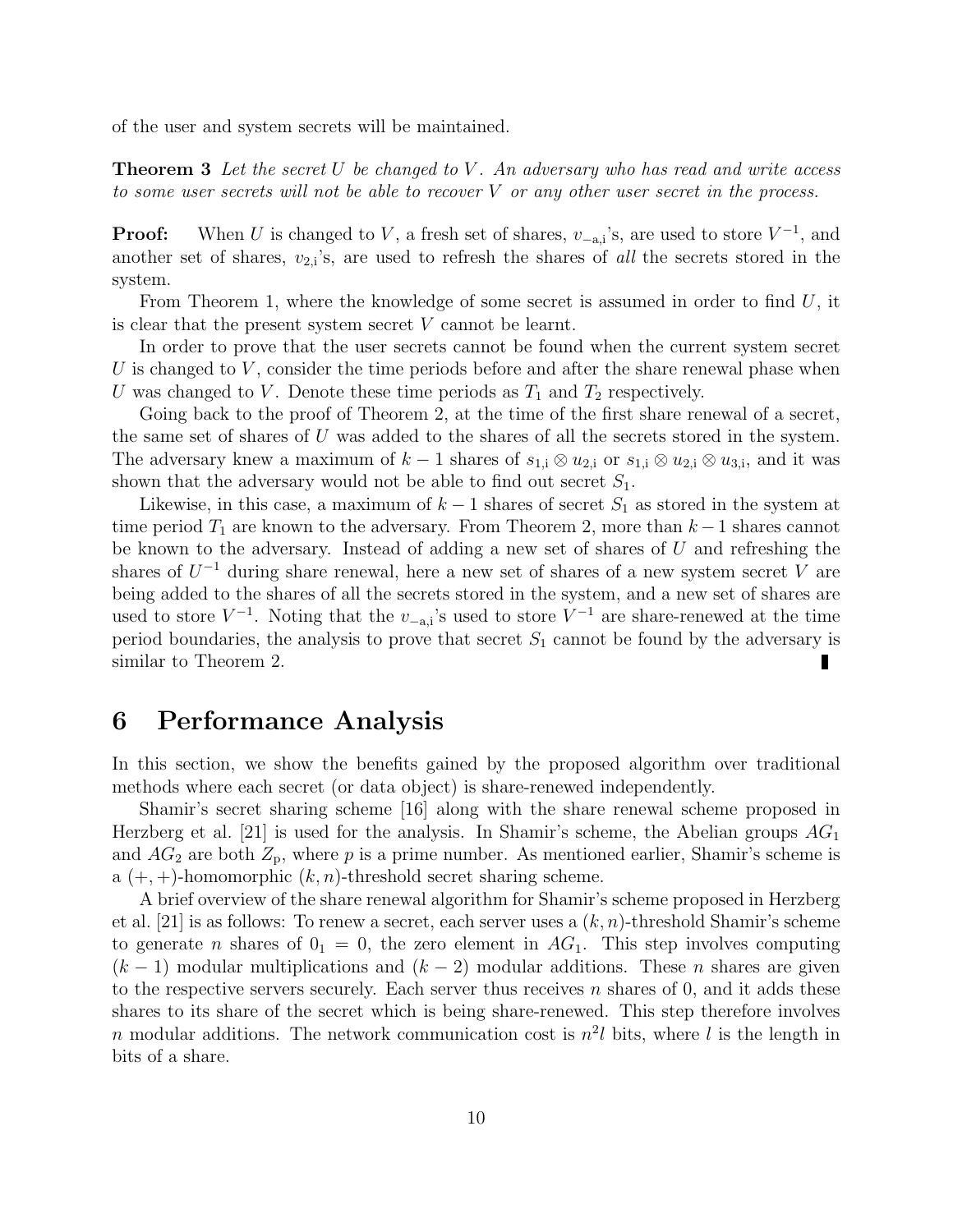of the user and system secrets will be maintained.

**Theorem 3** *Let the secret $U$ be changed to $V$. An adversary who has read and write access to some user secrets will not be able to recover $V$ or any other user secret in the process.*

**Proof:** When $U$ is changed to $V$, a fresh set of shares, $v_{-a,i}$'s, are used to store $V^{-1}$, and another set of shares, $v_{2,i}$'s, are used to refresh the shares of *all* the secrets stored in the system.

From Theorem 1, where the knowledge of some secret is assumed in order to find $U$, it is clear that the present system secret $V$ cannot be learnt.

In order to prove that the user secrets cannot be found when the current system secret $U$ is changed to $V$, consider the time periods before and after the share renewal phase when $U$ was changed to $V$. Denote these time periods as $T_1$ and $T_2$ respectively.

Going back to the proof of Theorem 2, at the time of the first share renewal of a secret, the same set of shares of $U$ was added to the shares of all the secrets stored in the system. The adversary knew a maximum of $k-1$ shares of $s_{1,i} \otimes u_{2,i}$ or $s_{1,i} \otimes u_{2,i} \otimes u_{3,i}$, and it was shown that the adversary would not be able to find out secret $S_1$.

Likewise, in this case, a maximum of $k-1$ shares of secret $S_1$ as stored in the system at time period $T_1$ are known to the adversary. From Theorem 2, more than $k-1$ shares cannot be known to the adversary. Instead of adding a new set of shares of $U$ and refreshing the shares of $U^{-1}$ during share renewal, here a new set of shares of a new system secret $V$ are being added to the shares of all the secrets stored in the system, and a new set of shares are used to store $V^{-1}$. Noting that the $v_{-a,i}$'s used to store $V^{-1}$ are share-renewed at the time period boundaries, the analysis to prove that secret $S_1$ cannot be found by the adversary is similar to Theorem 2. ∎

# 6 Performance Analysis

In this section, we show the benefits gained by the proposed algorithm over traditional methods where each secret (or data object) is share-renewed independently.

Shamir's secret sharing scheme [16] along with the share renewal scheme proposed in Herzberg et al. [21] is used for the analysis. In Shamir's scheme, the Abelian groups $AG_1$ and $AG_2$ are both $Z_p$, where $p$ is a prime number. As mentioned earlier, Shamir's scheme is a $(+,+)$-homomorphic $(k,n)$-threshold secret sharing scheme.

A brief overview of the share renewal algorithm for Shamir's scheme proposed in Herzberg et al. [21] is as follows: To renew a secret, each server uses a $(k,n)$-threshold Shamir's scheme to generate $n$ shares of $0_1 = 0$, the zero element in $AG_1$. This step involves computing $(k-1)$ modular multiplications and $(k-2)$ modular additions. These $n$ shares are given to the respective servers securely. Each server thus receives $n$ shares of 0, and it adds these shares to its share of the secret which is being share-renewed. This step therefore involves $n$ modular additions. The network communication cost is $n^2 l$ bits, where $l$ is the length in bits of a share.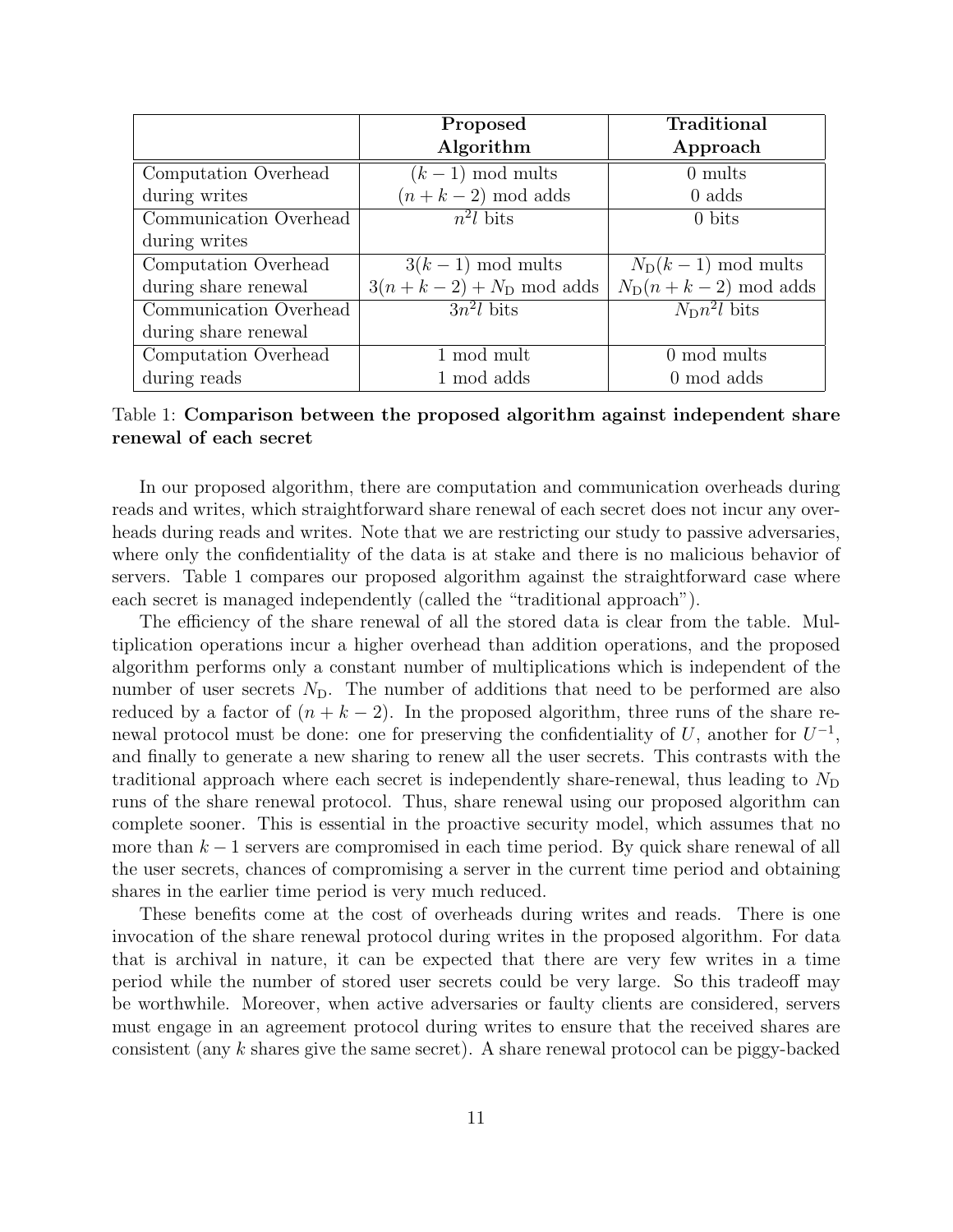| | **Proposed Algorithm** | **Traditional Approach** |
|---|---|---|
| Computation Overhead during writes | $(k-1)$ mod mults<br>$(n+k-2)$ mod adds | 0 mults<br>0 adds |
| Communication Overhead during writes | $n^2 l$ bits | 0 bits |
| Computation Overhead during share renewal | $3(k-1)$ mod mults<br>$3(n+k-2)+N_\text{D}$ mod adds | $N_\text{D}(k-1)$ mod mults<br>$N_\text{D}(n+k-2)$ mod adds |
| Communication Overhead during share renewal | $3n^2 l$ bits | $N_\text{D} n^2 l$ bits |
| Computation Overhead during reads | 1 mod mult<br>1 mod adds | 0 mod mults<br>0 mod adds |

Table 1: **Comparison between the proposed algorithm against independent share renewal of each secret**

In our proposed algorithm, there are computation and communication overheads during reads and writes, which straightforward share renewal of each secret does not incur any overheads during reads and writes. Note that we are restricting our study to passive adversaries, where only the confidentiality of the data is at stake and there is no malicious behavior of servers. Table 1 compares our proposed algorithm against the straightforward case where each secret is managed independently (called the "traditional approach").

The efficiency of the share renewal of all the stored data is clear from the table. Multiplication operations incur a higher overhead than addition operations, and the proposed algorithm performs only a constant number of multiplications which is independent of the number of user secrets $N_\text{D}$. The number of additions that need to be performed are also reduced by a factor of $(n+k-2)$. In the proposed algorithm, three runs of the share renewal protocol must be done: one for preserving the confidentiality of $U$, another for $U^{-1}$, and finally to generate a new sharing to renew all the user secrets. This contrasts with the traditional approach where each secret is independently share-renewal, thus leading to $N_\text{D}$ runs of the share renewal protocol. Thus, share renewal using our proposed algorithm can complete sooner. This is essential in the proactive security model, which assumes that no more than $k-1$ servers are compromised in each time period. By quick share renewal of all the user secrets, chances of compromising a server in the current time period and obtaining shares in the earlier time period is very much reduced.

These benefits come at the cost of overheads during writes and reads. There is one invocation of the share renewal protocol during writes in the proposed algorithm. For data that is archival in nature, it can be expected that there are very few writes in a time period while the number of stored user secrets could be very large. So this tradeoff may be worthwhile. Moreover, when active adversaries or faulty clients are considered, servers must engage in an agreement protocol during writes to ensure that the received shares are consistent (any $k$ shares give the same secret). A share renewal protocol can be piggy-backed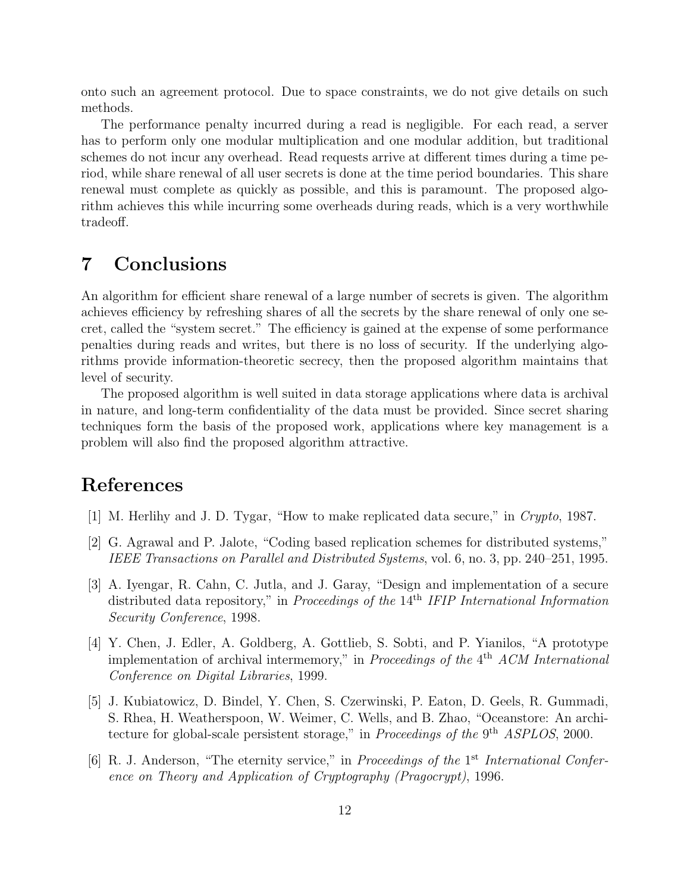onto such an agreement protocol. Due to space constraints, we do not give details on such methods.

The performance penalty incurred during a read is negligible. For each read, a server has to perform only one modular multiplication and one modular addition, but traditional schemes do not incur any overhead. Read requests arrive at different times during a time period, while share renewal of all user secrets is done at the time period boundaries. This share renewal must complete as quickly as possible, and this is paramount. The proposed algorithm achieves this while incurring some overheads during reads, which is a very worthwhile tradeoff.

# 7 Conclusions

An algorithm for efficient share renewal of a large number of secrets is given. The algorithm achieves efficiency by refreshing shares of all the secrets by the share renewal of only one secret, called the "system secret." The efficiency is gained at the expense of some performance penalties during reads and writes, but there is no loss of security. If the underlying algorithms provide information-theoretic secrecy, then the proposed algorithm maintains that level of security.

The proposed algorithm is well suited in data storage applications where data is archival in nature, and long-term confidentiality of the data must be provided. Since secret sharing techniques form the basis of the proposed work, applications where key management is a problem will also find the proposed algorithm attractive.

# References

[1] M. Herlihy and J. D. Tygar, "How to make replicated data secure," in *Crypto*, 1987.

[2] G. Agrawal and P. Jalote, "Coding based replication schemes for distributed systems," *IEEE Transactions on Parallel and Distributed Systems*, vol. 6, no. 3, pp. 240–251, 1995.

[3] A. Iyengar, R. Cahn, C. Jutla, and J. Garay, "Design and implementation of a secure distributed data repository," in *Proceedings of the* 14th *IFIP International Information Security Conference*, 1998.

[4] Y. Chen, J. Edler, A. Goldberg, A. Gottlieb, S. Sobti, and P. Yianilos, "A prototype implementation of archival intermemory," in *Proceedings of the* 4th *ACM International Conference on Digital Libraries*, 1999.

[5] J. Kubiatowicz, D. Bindel, Y. Chen, S. Czerwinski, P. Eaton, D. Geels, R. Gummadi, S. Rhea, H. Weatherspoon, W. Weimer, C. Wells, and B. Zhao, "Oceanstore: An architecture for global-scale persistent storage," in *Proceedings of the* 9th *ASPLOS*, 2000.

[6] R. J. Anderson, "The eternity service," in *Proceedings of the* 1st *International Conference on Theory and Application of Cryptography (Pragocrypt)*, 1996.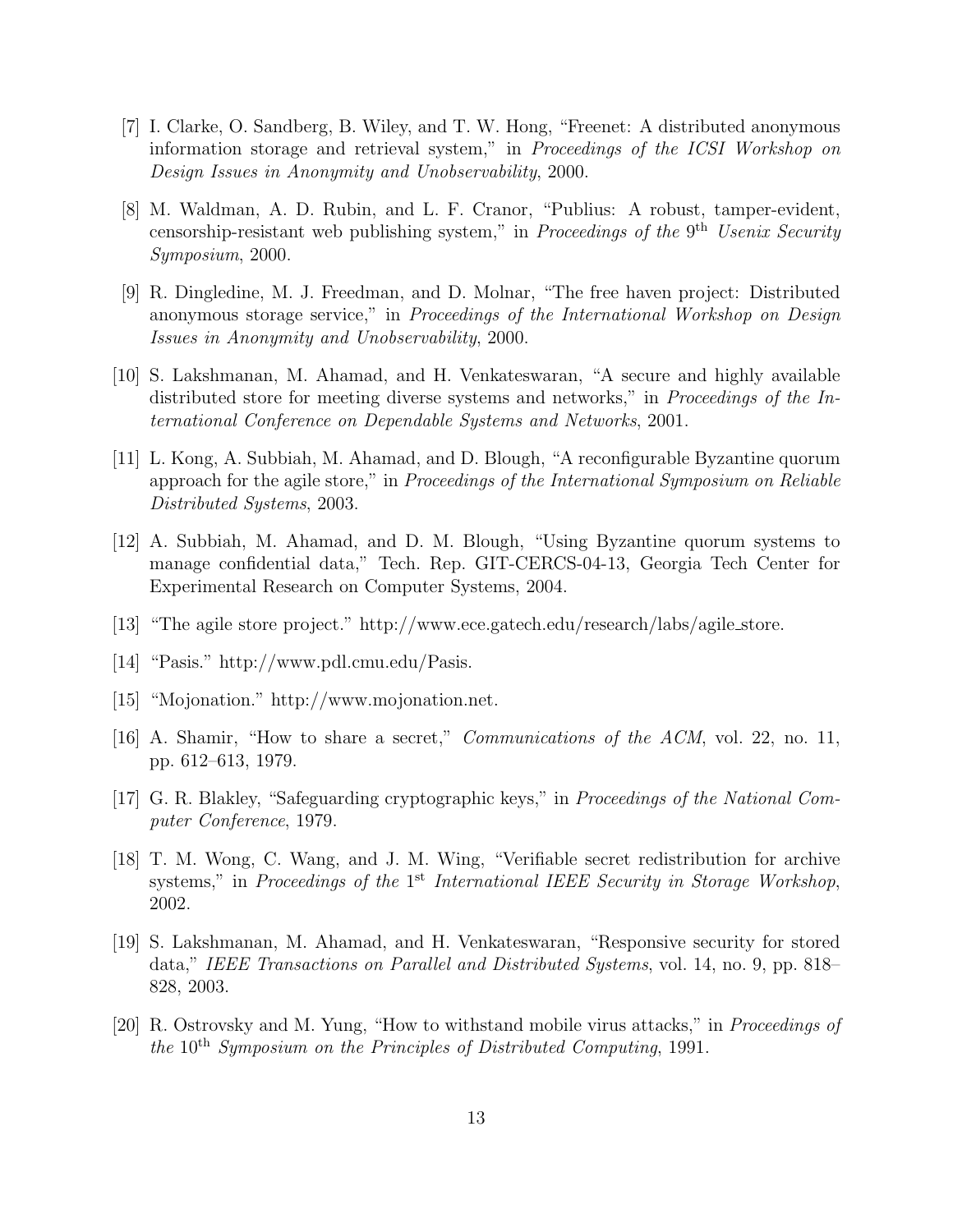[7] I. Clarke, O. Sandberg, B. Wiley, and T. W. Hong, "Freenet: A distributed anonymous information storage and retrieval system," in *Proceedings of the ICSI Workshop on Design Issues in Anonymity and Unobservability*, 2000.

[8] M. Waldman, A. D. Rubin, and L. F. Cranor, "Publius: A robust, tamper-evident, censorship-resistant web publishing system," in *Proceedings of the* 9th *Usenix Security Symposium*, 2000.

[9] R. Dingledine, M. J. Freedman, and D. Molnar, "The free haven project: Distributed anonymous storage service," in *Proceedings of the International Workshop on Design Issues in Anonymity and Unobservability*, 2000.

[10] S. Lakshmanan, M. Ahamad, and H. Venkateswaran, "A secure and highly available distributed store for meeting diverse systems and networks," in *Proceedings of the International Conference on Dependable Systems and Networks*, 2001.

[11] L. Kong, A. Subbiah, M. Ahamad, and D. Blough, "A reconfigurable Byzantine quorum approach for the agile store," in *Proceedings of the International Symposium on Reliable Distributed Systems*, 2003.

[12] A. Subbiah, M. Ahamad, and D. M. Blough, "Using Byzantine quorum systems to manage confidential data," Tech. Rep. GIT-CERCS-04-13, Georgia Tech Center for Experimental Research on Computer Systems, 2004.

[13] "The agile store project." http://www.ece.gatech.edu/research/labs/agile_store.

[14] "Pasis." http://www.pdl.cmu.edu/Pasis.

[15] "Mojonation." http://www.mojonation.net.

[16] A. Shamir, "How to share a secret," *Communications of the ACM*, vol. 22, no. 11, pp. 612–613, 1979.

[17] G. R. Blakley, "Safeguarding cryptographic keys," in *Proceedings of the National Computer Conference*, 1979.

[18] T. M. Wong, C. Wang, and J. M. Wing, "Verifiable secret redistribution for archive systems," in *Proceedings of the* 1st *International IEEE Security in Storage Workshop*, 2002.

[19] S. Lakshmanan, M. Ahamad, and H. Venkateswaran, "Responsive security for stored data," *IEEE Transactions on Parallel and Distributed Systems*, vol. 14, no. 9, pp. 818–828, 2003.

[20] R. Ostrovsky and M. Yung, "How to withstand mobile virus attacks," in *Proceedings of the* 10th *Symposium on the Principles of Distributed Computing*, 1991.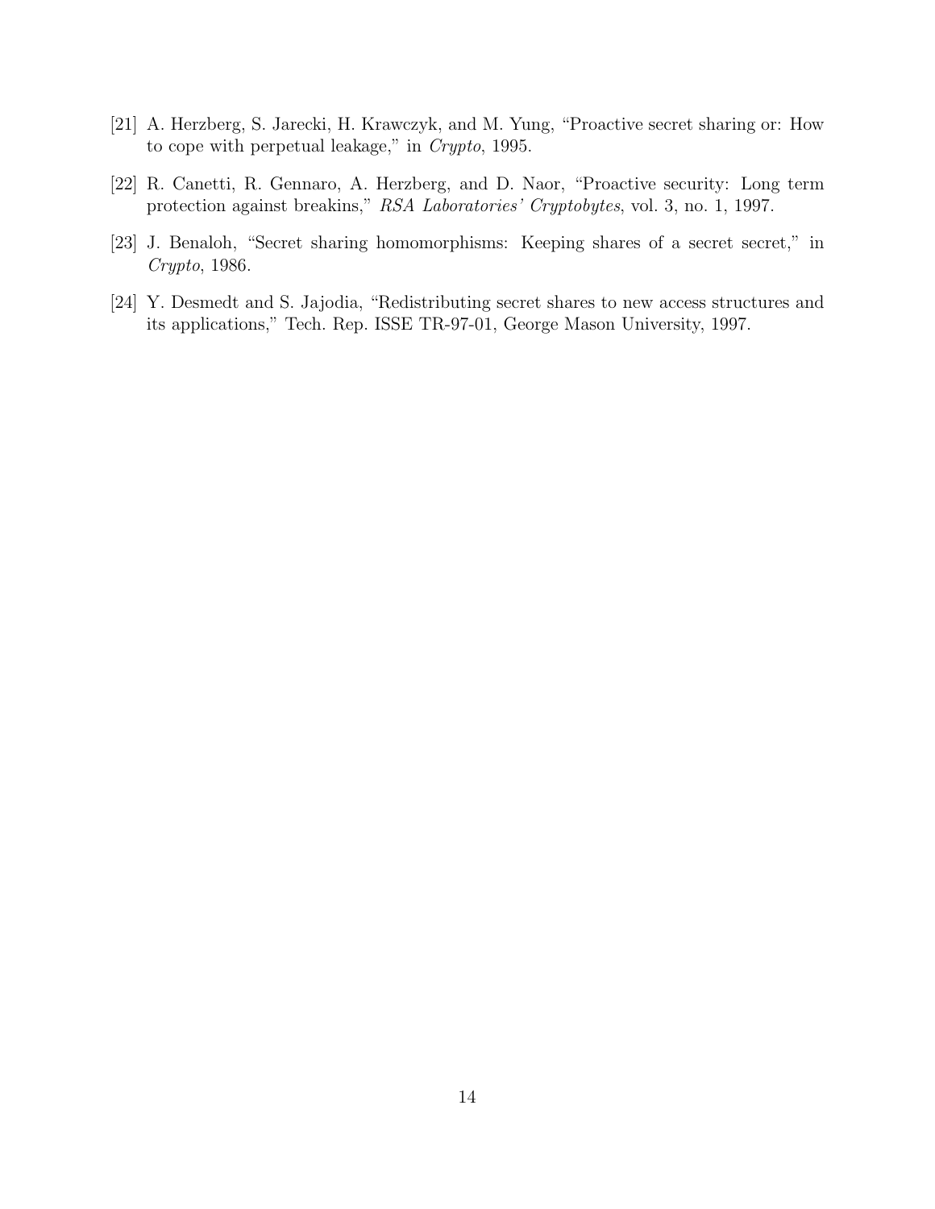[21] A. Herzberg, S. Jarecki, H. Krawczyk, and M. Yung, "Proactive secret sharing or: How to cope with perpetual leakage," in *Crypto*, 1995.

[22] R. Canetti, R. Gennaro, A. Herzberg, and D. Naor, "Proactive security: Long term protection against breakins," *RSA Laboratories' Cryptobytes*, vol. 3, no. 1, 1997.

[23] J. Benaloh, "Secret sharing homomorphisms: Keeping shares of a secret secret," in *Crypto*, 1986.

[24] Y. Desmedt and S. Jajodia, "Redistributing secret shares to new access structures and its applications," Tech. Rep. ISSE TR-97-01, George Mason University, 1997.